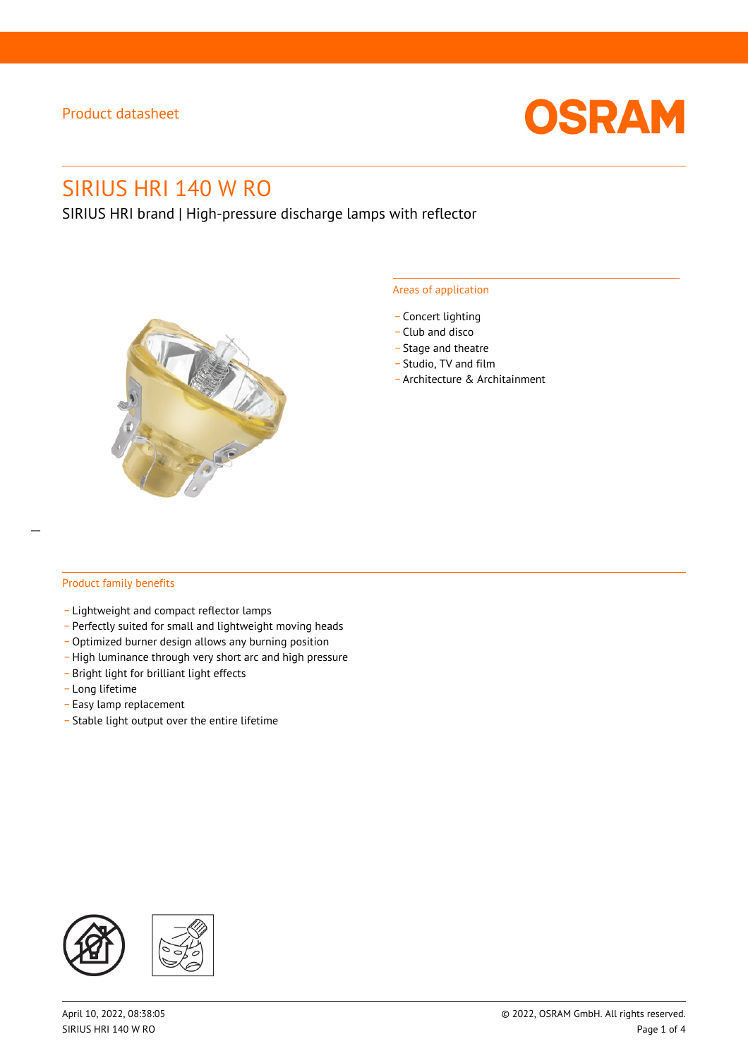Product datasheet

# SIRIUS HRI 140 W RO

SIRIUS HRI brand | High-pressure discharge lamps with reflector

## Areas of application

- Concert lighting
- Club and disco
- Stage and theatre
- Studio, TV and film
- Architecture & Architainment

## Product family benefits

- Lightweight and compact reflector lamps
- Perfectly suited for small and lightweight moving heads
- Optimized burner design allows any burning position
- High luminance through very short arc and high pressure
- Bright light for brilliant light effects
- Long lifetime
- Easy lamp replacement
- Stable light output over the entire lifetime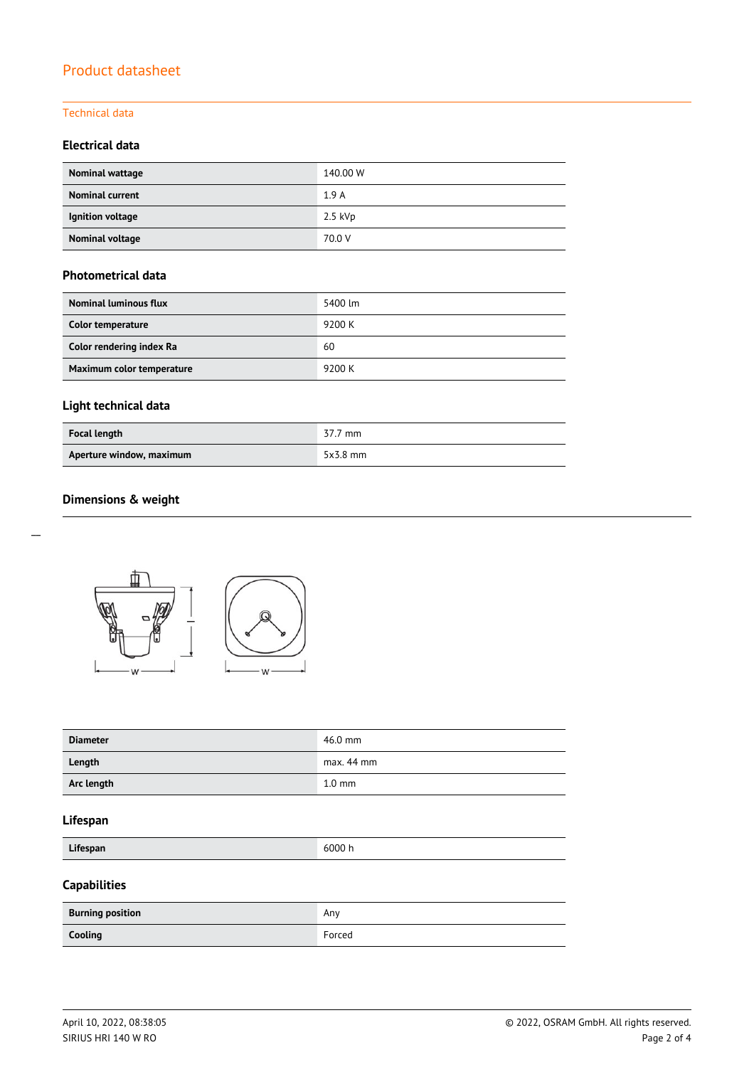## Product datasheet

### Technical data

#### Electrical data

| | |
|---|---|
| **Nominal wattage** | 140.00 W |
| **Nominal current** | 1.9 A |
| **Ignition voltage** | 2.5 kVp |
| **Nominal voltage** | 70.0 V |

#### Photometrical data

| | |
|---|---|
| **Nominal luminous flux** | 5400 lm |
| **Color temperature** | 9200 K |
| **Color rendering index Ra** | 60 |
| **Maximum color temperature** | 9200 K |

#### Light technical data

| | |
|---|---|
| **Focal length** | 37.7 mm |
| **Aperture window, maximum** | 5x3.8 mm |

#### Dimensions & weight

| | |
|---|---|
| **Diameter** | 46.0 mm |
| **Length** | max. 44 mm |
| **Arc length** | 1.0 mm |

#### Lifespan

| | |
|---|---|
| **Lifespan** | 6000 h |

#### Capabilities

| | |
|---|---|
| **Burning position** | Any |
| **Cooling** | Forced |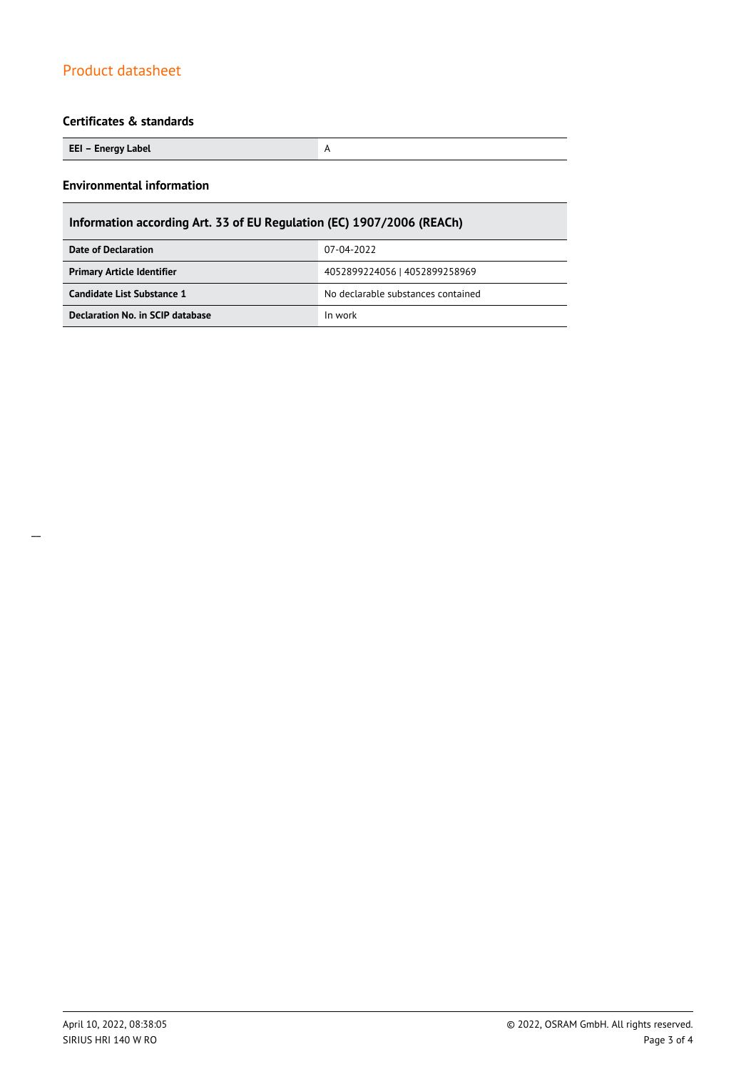## Certificates & standards

| EEI – Energy Label | A |
| --- | --- |

## Environmental information

| Information according Art. 33 of EU Regulation (EC) 1907/2006 (REACh) | |
| --- | --- |
| **Date of Declaration** | 07-04-2022 |
| **Primary Article Identifier** | 4052899224056 \| 4052899258969 |
| **Candidate List Substance 1** | No declarable substances contained |
| **Declaration No. in SCIP database** | In work |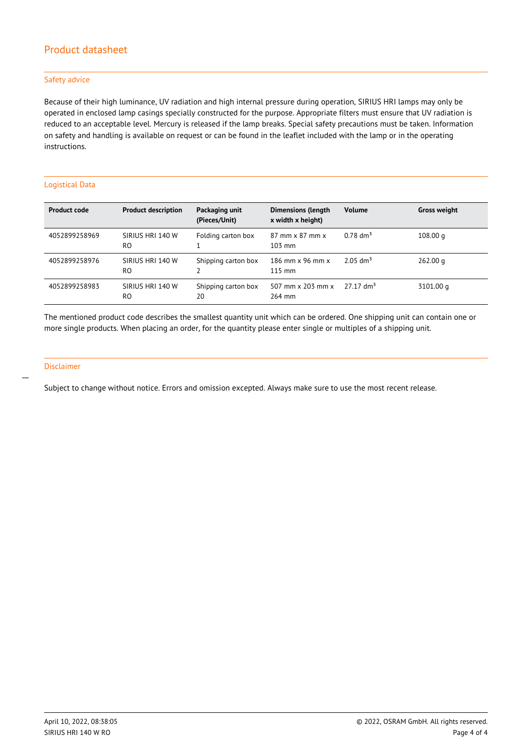# Product datasheet

## Safety advice

Because of their high luminance, UV radiation and high internal pressure during operation, SIRIUS HRI lamps may only be operated in enclosed lamp casings specially constructed for the purpose. Appropriate filters must ensure that UV radiation is reduced to an acceptable level. Mercury is released if the lamp breaks. Special safety precautions must be taken. Information on safety and handling is available on request or can be found in the leaflet included with the lamp or in the operating instructions.

## Logistical Data

| Product code | Product description | Packaging unit (Pieces/Unit) | Dimensions (length x width x height) | Volume | Gross weight |
|---|---|---|---|---|---|
| 4052899258969 | SIRIUS HRI 140 W RO | Folding carton box 1 | 87 mm x 87 mm x 103 mm | 0.78 $dm^3$ | 108.00 g |
| 4052899258976 | SIRIUS HRI 140 W RO | Shipping carton box 2 | 186 mm x 96 mm x 115 mm | 2.05 $dm^3$ | 262.00 g |
| 4052899258983 | SIRIUS HRI 140 W RO | Shipping carton box 20 | 507 mm x 203 mm x 264 mm | 27.17 $dm^3$ | 3101.00 g |

The mentioned product code describes the smallest quantity unit which can be ordered. One shipping unit can contain one or more single products. When placing an order, for the quantity please enter single or multiples of a shipping unit.

## Disclaimer

Subject to change without notice. Errors and omission excepted. Always make sure to use the most recent release.